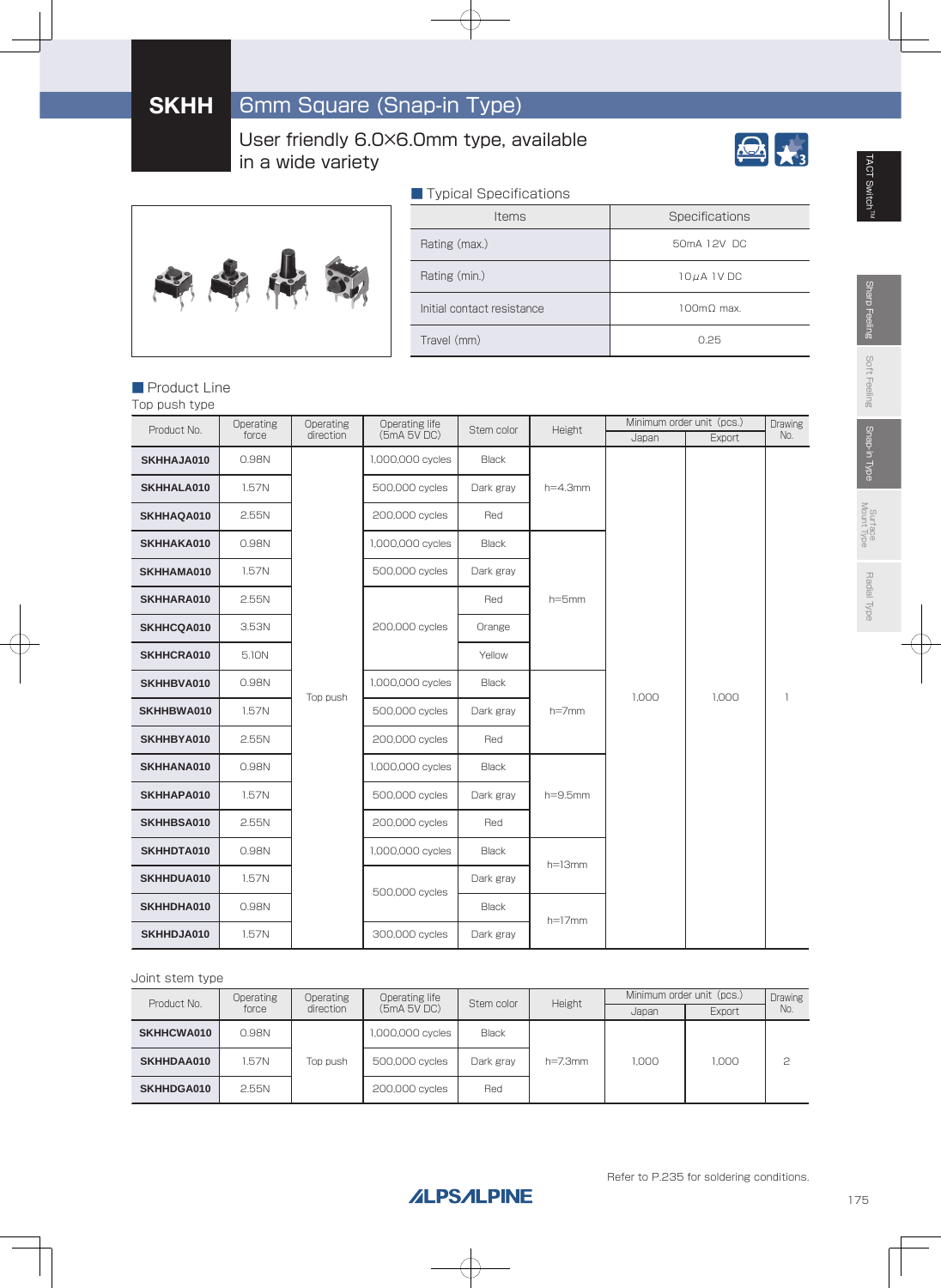# SKHH 6mm Square (Snap-in Type)

User friendly 6.0×6.0mm type, available in a wide variety

## Typical Specifications

| Items | Specifications |
|---|---|
| Rating (max.) | 50mA 12V DC |
| Rating (min.) | 10μA 1V DC |
| Initial contact resistance | 100mΩ max. |
| Travel (mm) | 0.25 |

## Product Line

Top push type

| Product No. | Operating force | Operating direction | Operating life (5mA 5V DC) | Stem color | Height | Minimum order unit (pcs.) | | Drawing No. |
|---|---|---|---|---|---|---|---|---|
| | | | | | | Japan | Export | |
| SKHHAJA010 | 0.98N | Top push | 1,000,000 cycles | Black | h=4.3mm | 1,000 | 1,000 | 1 |
| SKHHALA010 | 1.57N | | 500,000 cycles | Dark gray | | | | |
| SKHHAQA010 | 2.55N | | 200,000 cycles | Red | | | | |
| SKHHAKA010 | 0.98N | | 1,000,000 cycles | Black | h=5mm | | | |
| SKHHAMA010 | 1.57N | | 500,000 cycles | Dark gray | | | | |
| SKHHARA010 | 2.55N | | 200,000 cycles | Red | | | | |
| SKHHCQA010 | 3.53N | | | Orange | | | | |
| SKHHCRA010 | 5.10N | | | Yellow | | | | |
| SKHHBVA010 | 0.98N | | 1,000,000 cycles | Black | h=7mm | | | |
| SKHHBWA010 | 1.57N | | 500,000 cycles | Dark gray | | | | |
| SKHHBYA010 | 2.55N | | 200,000 cycles | Red | | | | |
| SKHHANA010 | 0.98N | | 1,000,000 cycles | Black | h=9.5mm | | | |
| SKHHAPA010 | 1.57N | | 500,000 cycles | Dark gray | | | | |
| SKHHBSA010 | 2.55N | | 200,000 cycles | Red | | | | |
| SKHHDTA010 | 0.98N | | 1,000,000 cycles | Black | h=13mm | | | |
| SKHHDUA010 | 1.57N | | 500,000 cycles | Dark gray | | | | |
| SKHHDHA010 | 0.98N | | | Black | h=17mm | | | |
| SKHHDJA010 | 1.57N | | 300,000 cycles | Dark gray | | | | |

Joint stem type

| Product No. | Operating force | Operating direction | Operating life (5mA 5V DC) | Stem color | Height | Minimum order unit (pcs.) | | Drawing No. |
|---|---|---|---|---|---|---|---|---|
| | | | | | | Japan | Export | |
| SKHHCWA010 | 0.98N | Top push | 1,000,000 cycles | Black | h=7.3mm | 1,000 | 1,000 | 2 |
| SKHHDAA010 | 1.57N | | 500,000 cycles | Dark gray | | | | |
| SKHHDGA010 | 2.55N | | 200,000 cycles | Red | | | | |

Refer to P.235 for soldering conditions.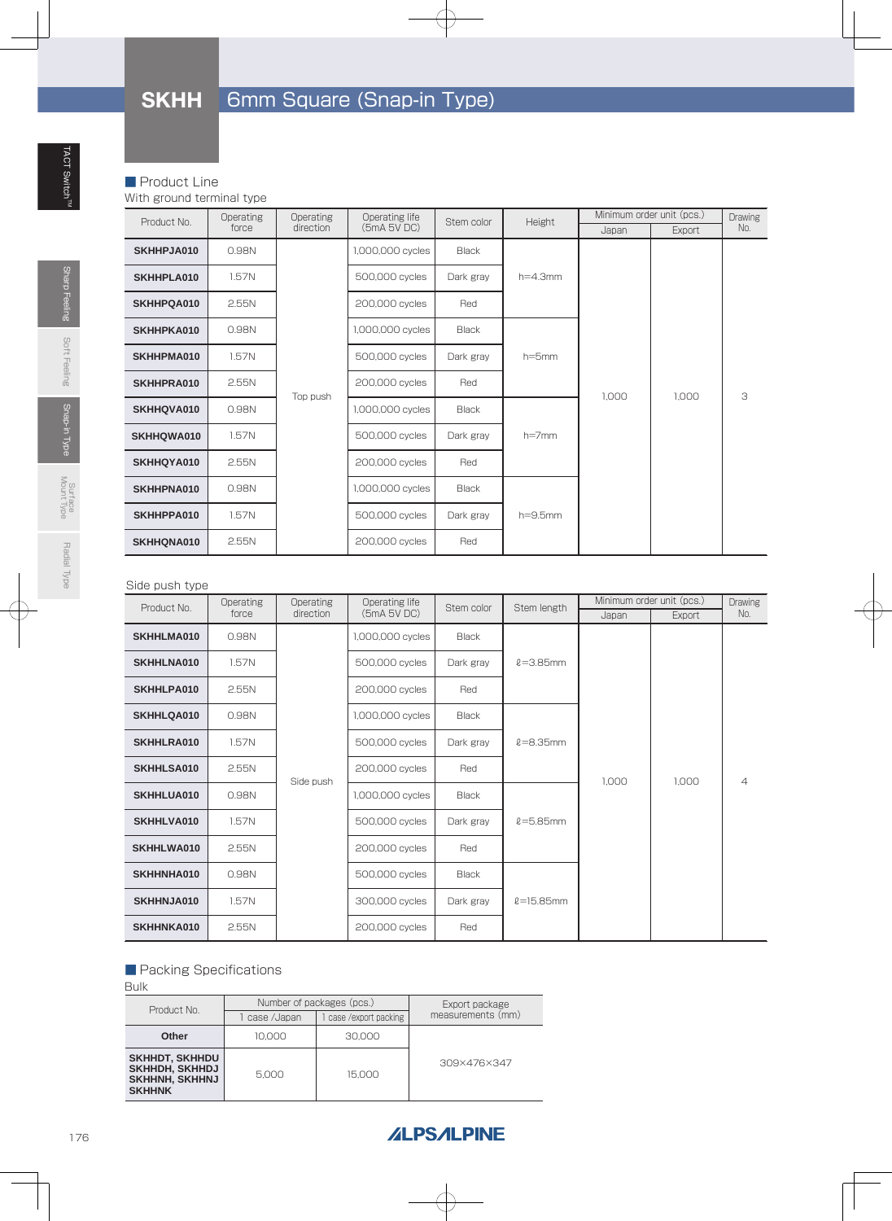# SKHH 6mm Square (Snap-in Type)

## Product Line

With ground terminal type

| Product No. | Operating force | Operating direction | Operating life (5mA 5V DC) | Stem color | Height | Minimum order unit (pcs.) | | Drawing No. |
|---|---|---|---|---|---|---|---|---|
| | | | | | | Japan | Export | |
| SKHHPJA010 | 0.98N | Top push | 1,000,000 cycles | Black | h=4.3mm | 1,000 | 1,000 | 3 |
| SKHHPLA010 | 1.57N | | 500,000 cycles | Dark gray | | | | |
| SKHHPQA010 | 2.55N | | 200,000 cycles | Red | | | | |
| SKHHPKA010 | 0.98N | | 1,000,000 cycles | Black | h=5mm | | | |
| SKHHPMA010 | 1.57N | | 500,000 cycles | Dark gray | | | | |
| SKHHPRA010 | 2.55N | | 200,000 cycles | Red | | | | |
| SKHHQVA010 | 0.98N | | 1,000,000 cycles | Black | h=7mm | | | |
| SKHHQWA010 | 1.57N | | 500,000 cycles | Dark gray | | | | |
| SKHHQYA010 | 2.55N | | 200,000 cycles | Red | | | | |
| SKHHPNA010 | 0.98N | | 1,000,000 cycles | Black | h=9.5mm | | | |
| SKHHPPA010 | 1.57N | | 500,000 cycles | Dark gray | | | | |
| SKHHQNA010 | 2.55N | | 200,000 cycles | Red | | | | |

Side push type

| Product No. | Operating force | Operating direction | Operating life (5mA 5V DC) | Stem color | Stem length | Minimum order unit (pcs.) | | Drawing No. |
|---|---|---|---|---|---|---|---|---|
| | | | | | | Japan | Export | |
| SKHHLMA010 | 0.98N | Side push | 1,000,000 cycles | Black | ℓ=3.85mm | 1,000 | 1,000 | 4 |
| SKHHLNA010 | 1.57N | | 500,000 cycles | Dark gray | | | | |
| SKHHLPA010 | 2.55N | | 200,000 cycles | Red | | | | |
| SKHHLQA010 | 0.98N | | 1,000,000 cycles | Black | ℓ=8.35mm | | | |
| SKHHLRA010 | 1.57N | | 500,000 cycles | Dark gray | | | | |
| SKHHLSA010 | 2.55N | | 200,000 cycles | Red | | | | |
| SKHHLUA010 | 0.98N | | 1,000,000 cycles | Black | ℓ=5.85mm | | | |
| SKHHLVA010 | 1.57N | | 500,000 cycles | Dark gray | | | | |
| SKHHLWA010 | 2.55N | | 200,000 cycles | Red | | | | |
| SKHHNHA010 | 0.98N | | 500,000 cycles | Black | ℓ=15.85mm | | | |
| SKHHNJA010 | 1.57N | | 300,000 cycles | Dark gray | | | | |
| SKHHNKA010 | 2.55N | | 200,000 cycles | Red | | | | |

## Packing Specifications

Bulk

| Product No. | Number of packages (pcs.) | | Export package measurements (mm) |
|---|---|---|---|
| | 1 case /Japan | 1 case /export packing | |
| Other | 10,000 | 30,000 | 309×476×347 |
| SKHHDT, SKHHDU SKHHDH, SKHHDJ SKHHNH, SKHHNJ SKHHNK | 5,000 | 15,000 | |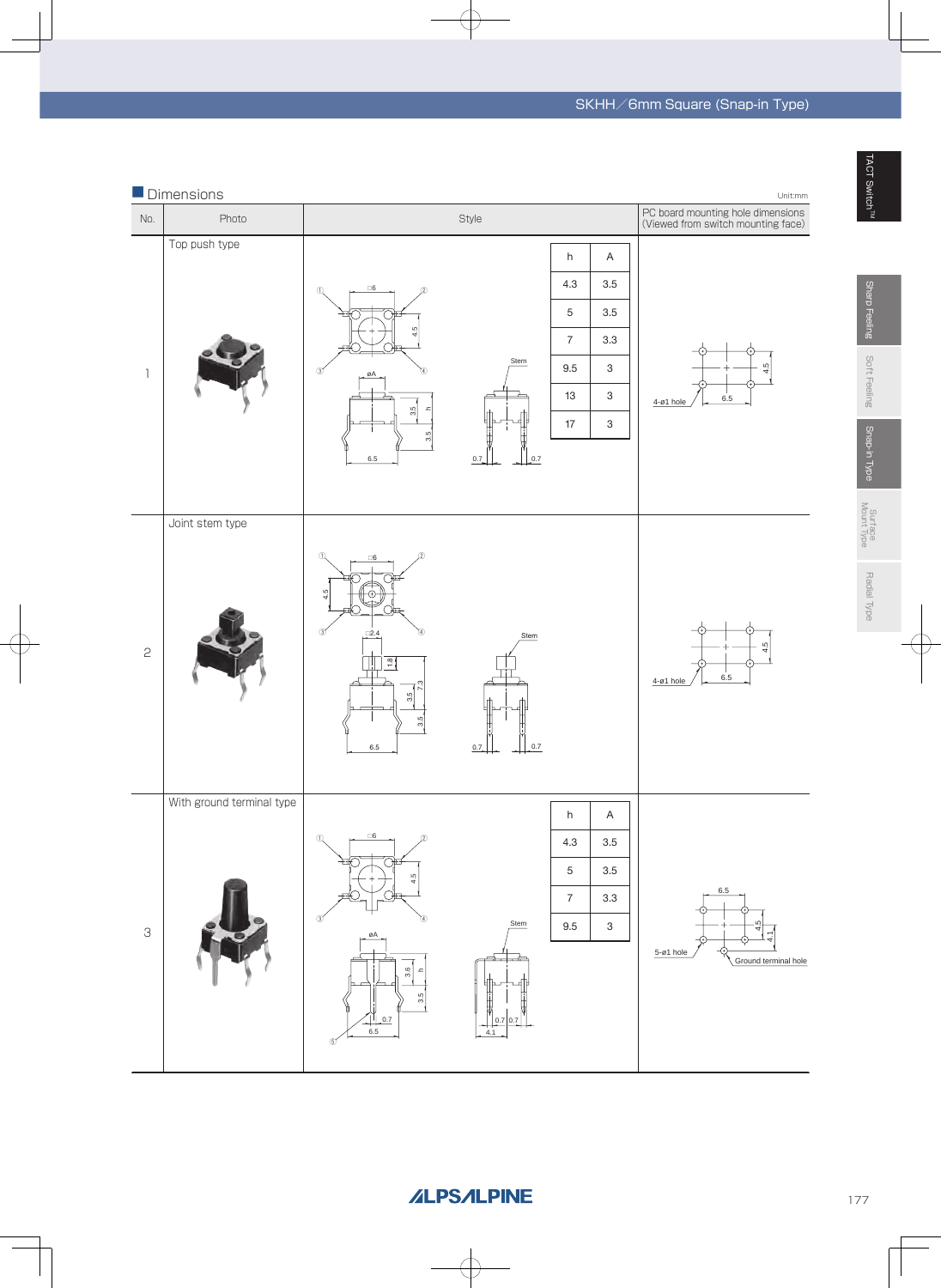## Dimensions

Unit:mm

| No. | Photo | Style | PC board mounting hole dimensions (Viewed from switch mounting face) |
|---|---|---|---|
| 1 | Top push type | | |
| 2 | Joint stem type | | |
| 3 | With ground terminal type | | |

**No. 1 – Top push type**

| h | A |
|---|---|
| 4.3 | 3.5 |
| 5 | 3.5 |
| 7 | 3.3 |
| 9.5 | 3 |
| 13 | 3 |
| 17 | 3 |

**No. 3 – With ground terminal type**

| h | A |
|---|---|
| 4.3 | 3.5 |
| 5 | 3.5 |
| 7 | 3.3 |
| 9.5 | 3 |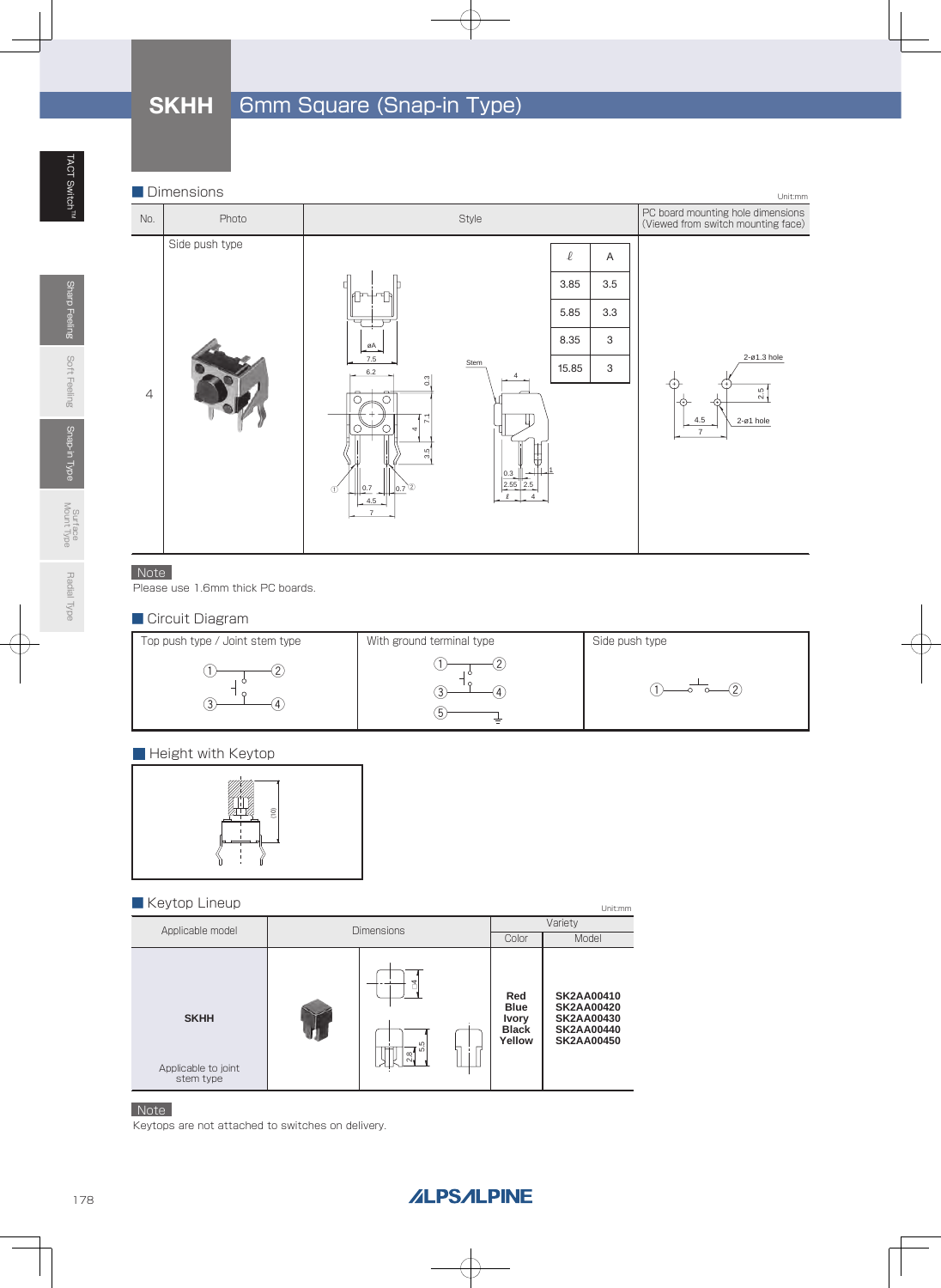# SKHH 6mm Square (Snap-in Type)

## Dimensions

Unit:mm

| No. | Photo | Style | PC board mounting hole dimensions (Viewed from switch mounting face) |
|---|---|---|---|
| 4 | Side push type | | |

| ℓ | A |
|---|---|
| 3.85 | 3.5 |
| 5.85 | 3.3 |
| 8.35 | 3 |
| 15.85 | 3 |

**Note**

Please use 1.6mm thick PC boards.

## Circuit Diagram

| Top push type / Joint stem type | With ground terminal type | Side push type |
|---|---|---|
| | | |

## Height with Keytop

## Keytop Lineup

Unit:mm

| Applicable model | Dimensions | | Variety | |
|---|---|---|---|---|
| | | | Color | Model |
| **SKHH** Applicable to joint stem type | | | **Red** **Blue** **Ivory** **Black** **Yellow** | **SK2AA00410** **SK2AA00420** **SK2AA00430** **SK2AA00440** **SK2AA00450** |

**Note**

Keytops are not attached to switches on delivery.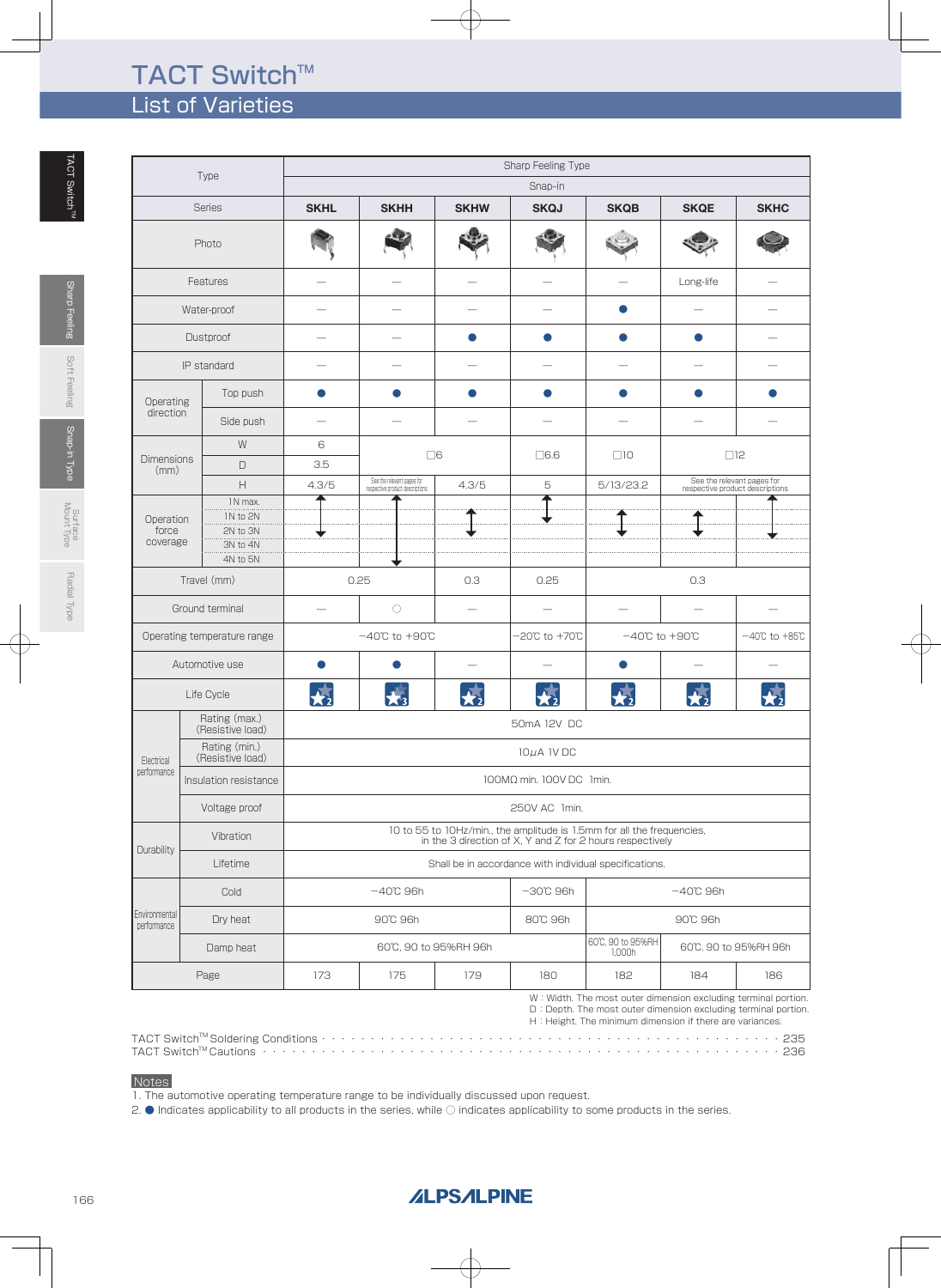# TACT Switch™

## List of Varieties

| Type | | Sharp Feeling Type Snap-in | | | | | | |
|---|---|---|---|---|---|---|---|---|
| Series | | SKHL | SKHH | SKHW | SKQJ | SKQB | SKQE | SKHC |
| Photo | | | | | | | | |
| Features | | — | — | — | — | — | Long-life | — |
| Water-proof | | — | — | — | — | ● | — | — |
| Dustproof | | — | — | ● | ● | ● | ● | — |
| IP standard | | — | — | — | — | — | — | — |
| Operating direction | Top push | ● | ● | ● | ● | ● | ● | ● |
| | Side push | — | — | — | — | — | — | — |
| Dimensions (mm) | W | 6 | □6 | | □6.6 | □10 | □12 | |
| | D | 3.5 | | | | | | |
| | H | 4.3/5 | See the relevant pages for respective product descriptions | 4.3/5 | 5 | 5/13/23.2 | See the relevant pages for respective product descriptions | |
| Operation force coverage | 1N max. | | | | | | | |
| | 1N to 2N | | | | | | | |
| | 2N to 3N | | | | | | | |
| | 3N to 4N | | | | | | | |
| | 4N to 5N | | | | | | | |
| Travel (mm) | | 0.25 | | 0.3 | 0.25 | 0.3 | | |
| Ground terminal | | — | ○ | — | — | — | — | — |
| Operating temperature range | | −40℃ to +90℃ | | | −20℃ to +70℃ | −40℃ to +90℃ | | −40℃ to +85℃ |
| Automotive use | | ● | ● | — | — | ● | — | — |
| Life Cycle | | 2 | 3 | 2 | 2 | 2 | 2 | 2 |
| Electrical performance | Rating (max.) (Resistive load) | 50mA 12V DC | | | | | | |
| | Rating (min.) (Resistive load) | 10μA 1V DC | | | | | | |
| | Insulation resistance | 100MΩ min. 100V DC 1min. | | | | | | |
| | Voltage proof | 250V AC 1min. | | | | | | |
| Durability | Vibration | 10 to 55 to 10Hz/min., the amplitude is 1.5mm for all the frequencies, in the 3 direction of X, Y and Z for 2 hours respectively | | | | | | |
| | Lifetime | Shall be in accordance with individual specifications. | | | | | | |
| Environmental performance | Cold | −40℃ 96h | | | −30℃ 96h | −40℃ 96h | | |
| | Dry heat | 90℃ 96h | | | 80℃ 96h | 90℃ 96h | | |
| | Damp heat | 60℃, 90 to 95%RH 96h | | | | 60℃, 90 to 95%RH 1,000h | 60℃, 90 to 95%RH 96h | |
| Page | | 173 | 175 | 179 | 180 | 182 | 184 | 186 |

W : Width. The most outer dimension excluding terminal portion.
D : Depth. The most outer dimension excluding terminal portion.
H : Height. The minimum dimension if there are variances.

TACT Switch™ Soldering Conditions ........ 235
TACT Switch™ Cautions ........ 236

**Notes**

1. The automotive operating temperature range to be individually discussed upon request.
2. ● Indicates applicability to all products in the series, while ○ indicates applicability to some products in the series.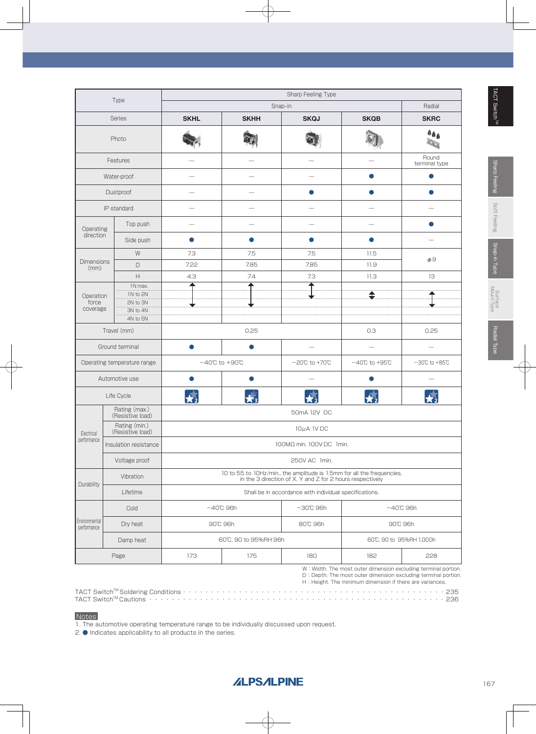| Type | | Sharp Feeling Type | | | | |
|---|---|---|---|---|---|---|
| | | Snap-in | | | | Radial |
| Series | | SKHL | SKHH | SKQJ | SKQB | SKRC |
| Photo | | | | | | |
| Features | | — | — | — | — | Round terminal type |
| Water-proof | | — | — | — | ● | ● |
| Dustproof | | — | — | ● | ● | ● |
| IP standard | | — | — | — | — | — |
| Operating direction | Top push | — | — | — | — | ● |
| | Side push | ● | ● | ● | ● | — |
| Dimensions (mm) | W | 7.3 | 7.5 | 7.5 | 11.5 | ϕ9 |
| | D | 7.22 | 7.85 | 7.85 | 11.9 | |
| | H | 4.3 | 7.4 | 7.3 | 11.3 | 13 |
| Operation force coverage | 1N max. | ↕ | ↕ | ↕ | | |
| | 1N to 2N | ↕ | ↕ | ↕ | ↕ | ↕ |
| | 2N to 3N | ↕ | ↕ | | | ↕ |
| | 3N to 4N | | | | | |
| | 4N to 5N | | | | | |
| Travel (mm) | | 0.25 | | | 0.3 | 0.25 |
| Ground terminal | | ● | ● | — | — | — |
| Operating temperature range | | −40℃ to +90℃ | | −20℃ to +70℃ | −40℃ to +95℃ | −30℃ to +85℃ |
| Automotive use | | ● | ● | — | ● | — |
| Life Cycle | | ★2 | ★3 | ★2 | ★2 | ★2 |
| Electrical performance | Rating (max.) (Resistive load) | 50mA 12V DC | | | | |
| | Rating (min.) (Resistive load) | 10μA 1V DC | | | | |
| | Insulation resistance | 100MΩ min. 100V DC 1min. | | | | |
| | Voltage proof | 250V AC 1min. | | | | |
| Durability | Vibration | 10 to 55 to 10Hz/min., the amplitude is 1.5mm for all the frequencies, in the 3 direction of X, Y and Z for 2 hours respectively | | | | |
| | Lifetime | Shall be in accordance with individual specifications. | | | | |
| Environmental performance | Cold | −40℃ 96h | | −30℃ 96h | −40℃ 96h | |
| | Dry heat | 90℃ 96h | | 80℃ 96h | 90℃ 96h | |
| | Damp heat | 60℃, 90 to 95%RH 96h | | | 60℃, 90 to 95%RH 1,000h | |
| Page | | 173 | 175 | 180 | 182 | 228 |

W : Width. The most outer dimension excluding terminal portion.
D : Depth. The most outer dimension excluding terminal portion.
H : Height. The minimum dimension if there are variances.

TACT Switch™ Soldering Conditions · · · · · · · · · · · · · · · · · · · · · · · · · · · · · · · · · · · · · · · · · · · · · · · · · · · · 235
TACT Switch™ Cautions · · · · · · · · · · · · · · · · · · · · · · · · · · · · · · · · · · · · · · · · · · · · · · · · · · · · · · · · · · · 236

**Notes**

1. The automotive operating temperature range to be individually discussed upon request.
2. ● Indicates applicability to all products in the series.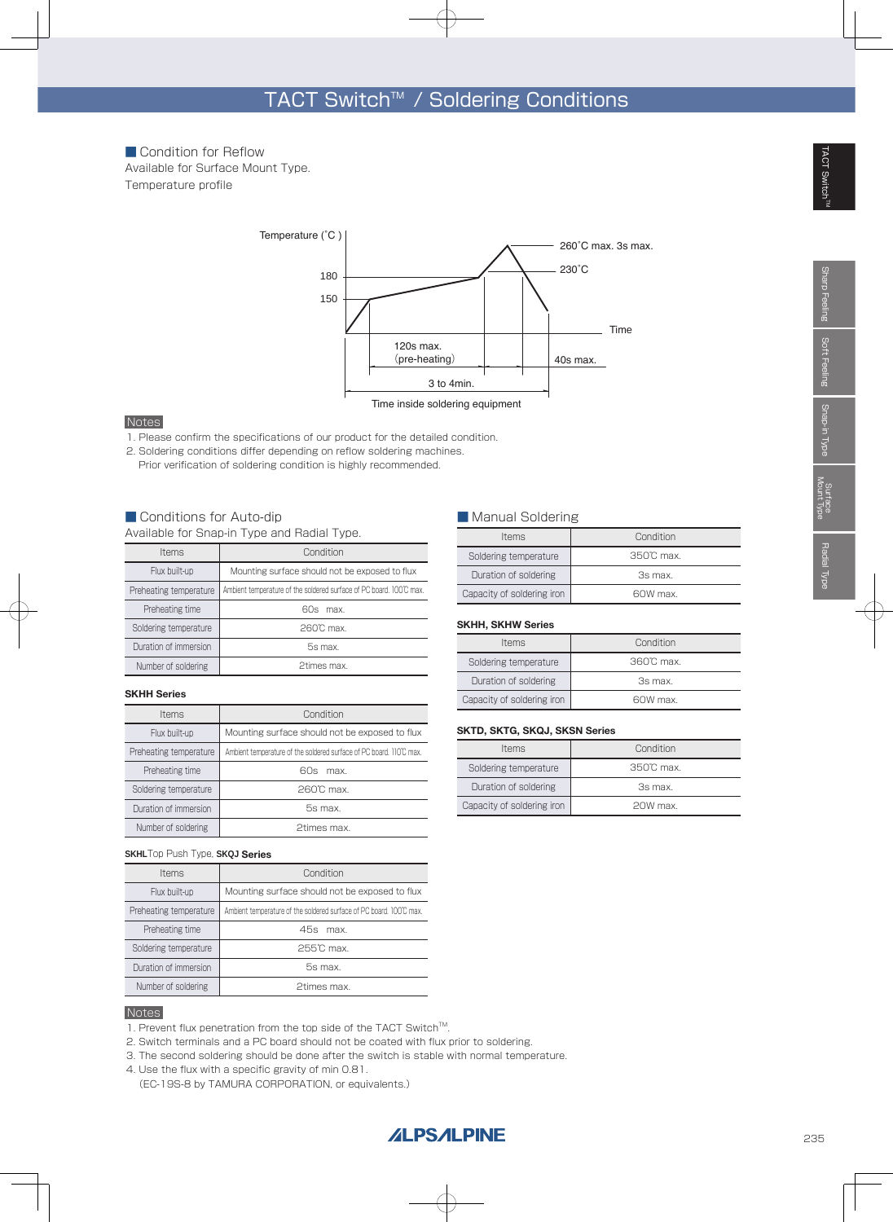# TACT Switch™ / Soldering Conditions

## Condition for Reflow

Available for Surface Mount Type.

Temperature profile

Temperature (˚C )

260˚C max. 3s max.

230˚C

180

150

Time

120s max.
(pre-heating)

40s max.

3 to 4min.

Time inside soldering equipment

**Notes**

1. Please confirm the specifications of our product for the detailed condition.
2. Soldering conditions differ depending on reflow soldering machines.
   Prior verification of soldering condition is highly recommended.

## Conditions for Auto-dip

Available for Snap-in Type and Radial Type.

| Items | Condition |
|---|---|
| Flux built-up | Mounting surface should not be exposed to flux |
| Preheating temperature | Ambient temperature of the soldered surface of PC board. 100℃ max. |
| Preheating time | 60s max. |
| Soldering temperature | 260℃ max. |
| Duration of immersion | 5s max. |
| Number of soldering | 2times max. |

**SKHH Series**

| Items | Condition |
|---|---|
| Flux built-up | Mounting surface should not be exposed to flux |
| Preheating temperature | Ambient temperature of the soldered surface of PC board. 110℃ max. |
| Preheating time | 60s max. |
| Soldering temperature | 260℃ max. |
| Duration of immersion | 5s max. |
| Number of soldering | 2times max. |

**SKHL**Top Push Type, **SKQJ Series**

| Items | Condition |
|---|---|
| Flux built-up | Mounting surface should not be exposed to flux |
| Preheating temperature | Ambient temperature of the soldered surface of PC board. 100℃ max. |
| Preheating time | 45s max. |
| Soldering temperature | 255℃ max. |
| Duration of immersion | 5s max. |
| Number of soldering | 2times max. |

## Manual Soldering

| Items | Condition |
|---|---|
| Soldering temperature | 350℃ max. |
| Duration of soldering | 3s max. |
| Capacity of soldering iron | 60W max. |

**SKHH, SKHW Series**

| Items | Condition |
|---|---|
| Soldering temperature | 360℃ max. |
| Duration of soldering | 3s max. |
| Capacity of soldering iron | 60W max. |

**SKTD, SKTG, SKQJ, SKSN Series**

| Items | Condition |
|---|---|
| Soldering temperature | 350℃ max. |
| Duration of soldering | 3s max. |
| Capacity of soldering iron | 20W max. |

**Notes**

1. Prevent flux penetration from the top side of the TACT Switch™.
2. Switch terminals and a PC board should not be coated with flux prior to soldering.
3. The second soldering should be done after the switch is stable with normal temperature.
4. Use the flux with a specific gravity of min 0.81.
   (EC-19S-8 by TAMURA CORPORATION, or equivalents.)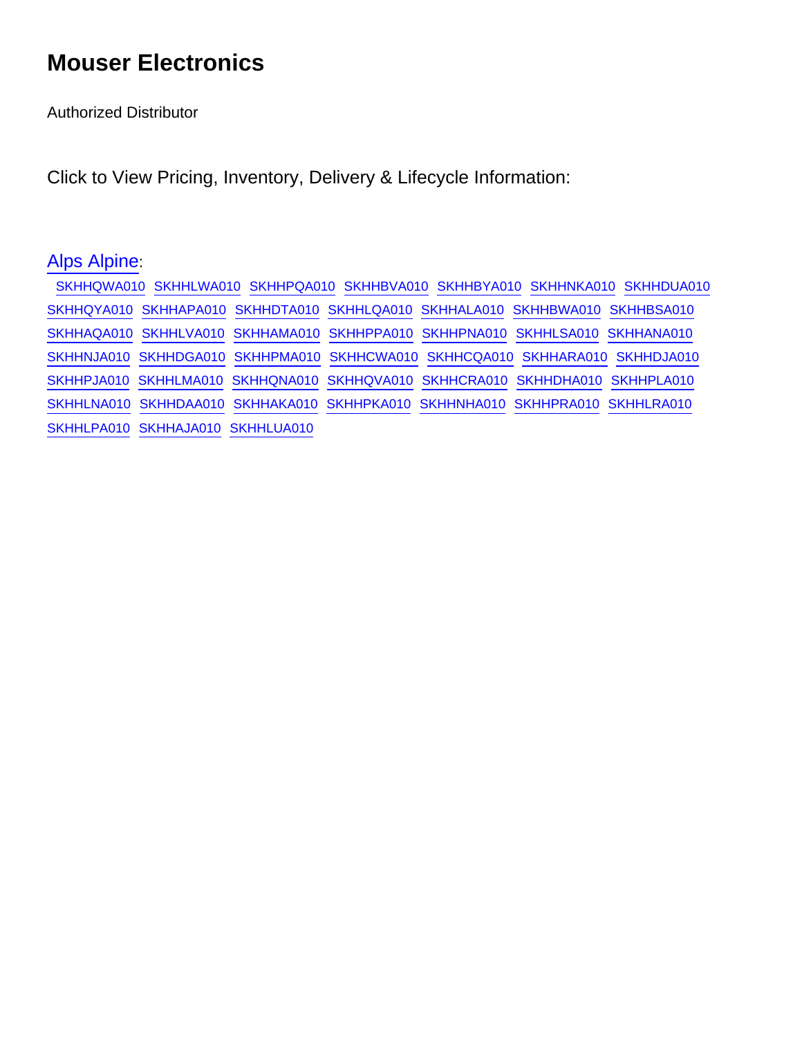# Mouser Electronics

Authorized Distributor

Click to View Pricing, Inventory, Delivery & Lifecycle Information:

Alps Alpine:

SKHHQWA010 SKHHLWA010 SKHHPQA010 SKHHBVA010 SKHHBYA010 SKHHNKA010 SKHHDUA010 SKHHQYA010 SKHHAPA010 SKHHDTA010 SKHHLQA010 SKHHALA010 SKHHBWA010 SKHHBSA010 SKHHAQA010 SKHHLVA010 SKHHAMA010 SKHHPPA010 SKHHPNA010 SKHHLSA010 SKHHANA010 SKHHNJA010 SKHHDGA010 SKHHPMA010 SKHHCWA010 SKHHCQA010 SKHHARA010 SKHHDJA010 SKHHPJA010 SKHHLMA010 SKHHQNA010 SKHHQVA010 SKHHCRA010 SKHHDHA010 SKHHPLA010 SKHHLNA010 SKHHDAA010 SKHHAKA010 SKHHPKA010 SKHHNHA010 SKHHPRA010 SKHHLRA010 SKHHLPA010 SKHHAJA010 SKHHLUA010